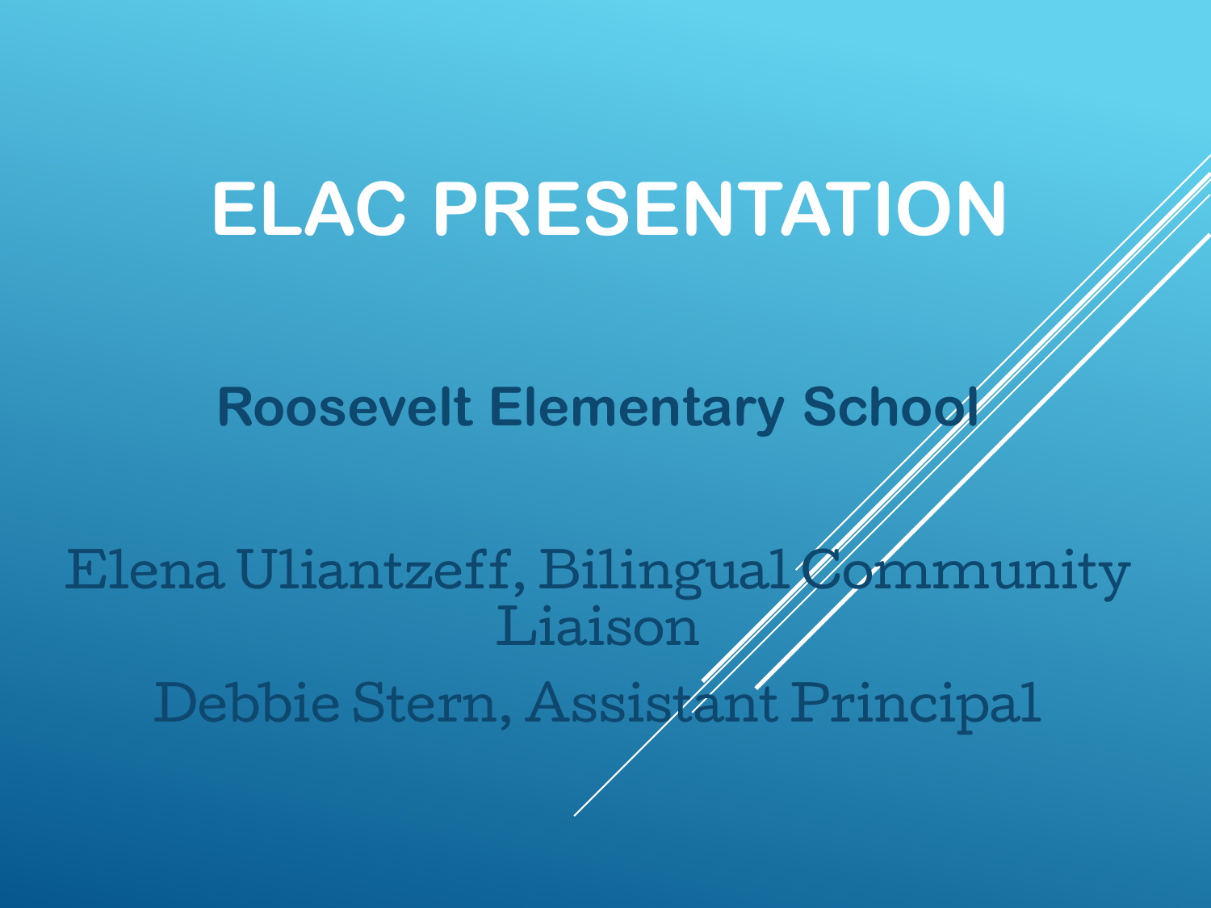# ELAC PRESENTATION

**Roosevelt Elementary School**

Elena Uliantzeff, Bilingual Community Liaison

Debbie Stern, Assistant Principal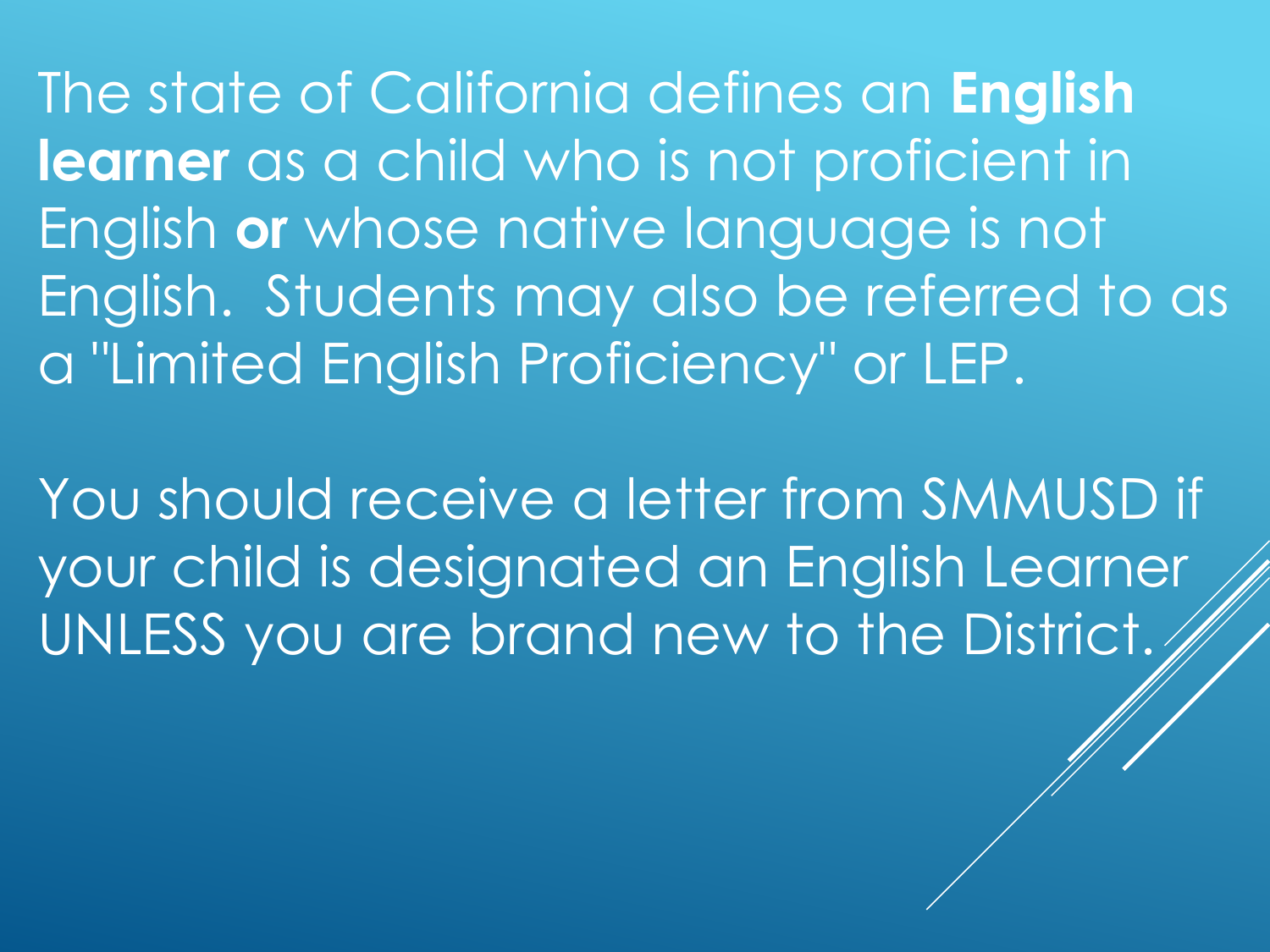The state of California defines an **English learner** as a child who is not proficient in English **or** whose native language is not English. Students may also be referred to as a "Limited English Proficiency" or LEP.

You should receive a letter from SMMUSD if your child is designated an English Learner UNLESS you are brand new to the District.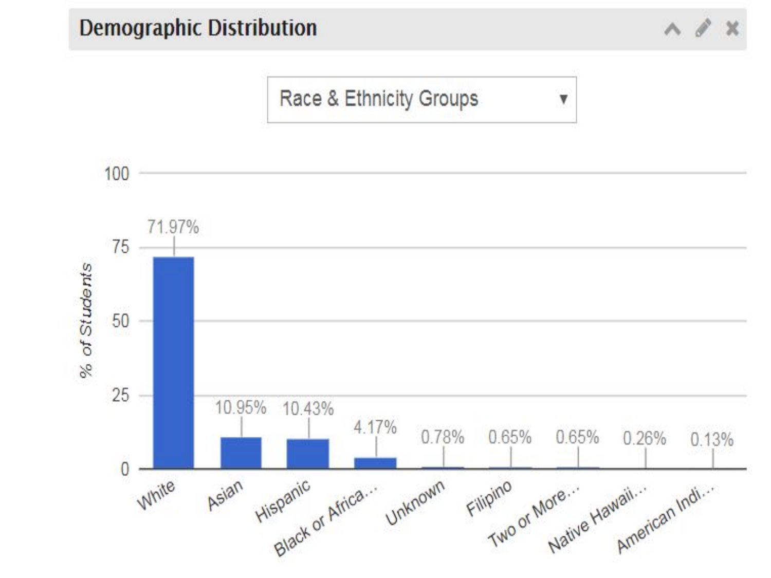## Demographic Distribution

Race & Ethnicity Groups

| Group | % of Students |
| --- | --- |
| White | 71.97% |
| Asian | 10.95% |
| Hispanic | 10.43% |
| Black or Africa... | 4.17% |
| Unknown | 0.78% |
| Filipino | 0.65% |
| Two or More... | 0.65% |
| Native Hawaii... | 0.26% |
| American Indi... | 0.13% |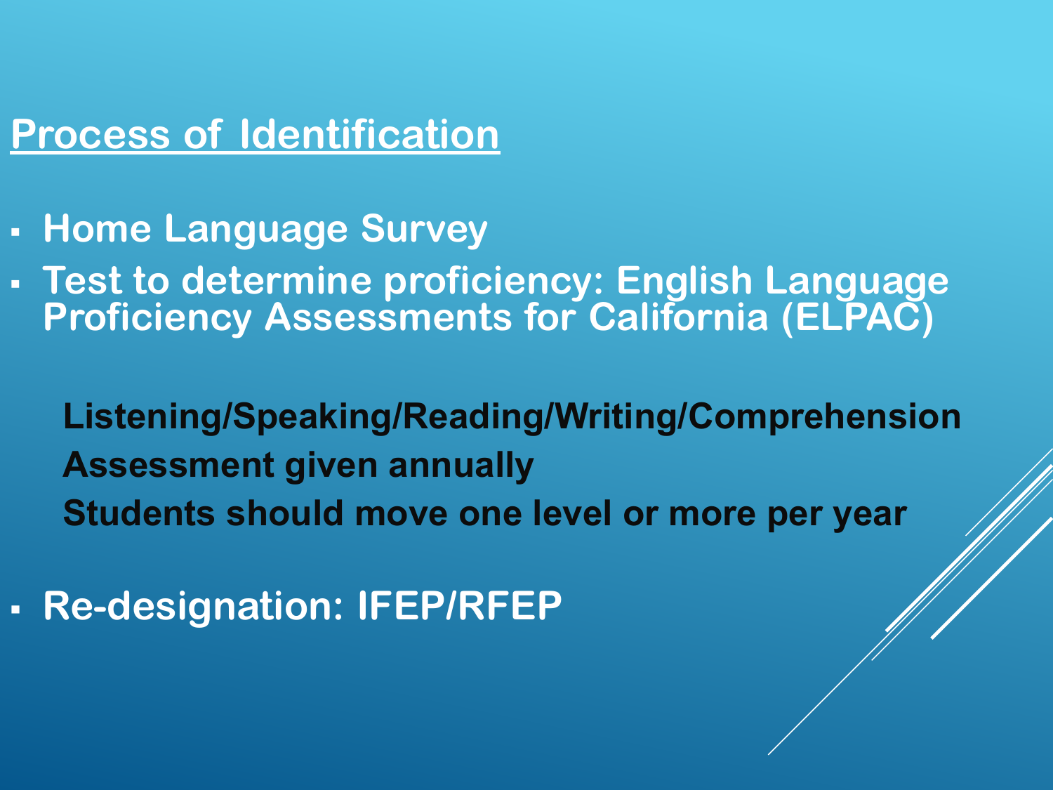## Process of Identification

- Home Language Survey
- Test to determine proficiency: English Language Proficiency Assessments for California (ELPAC)

  **Listening/Speaking/Reading/Writing/Comprehension**

  **Assessment given annually**

  **Students should move one level or more per year**

- Re-designation: IFEP/RFEP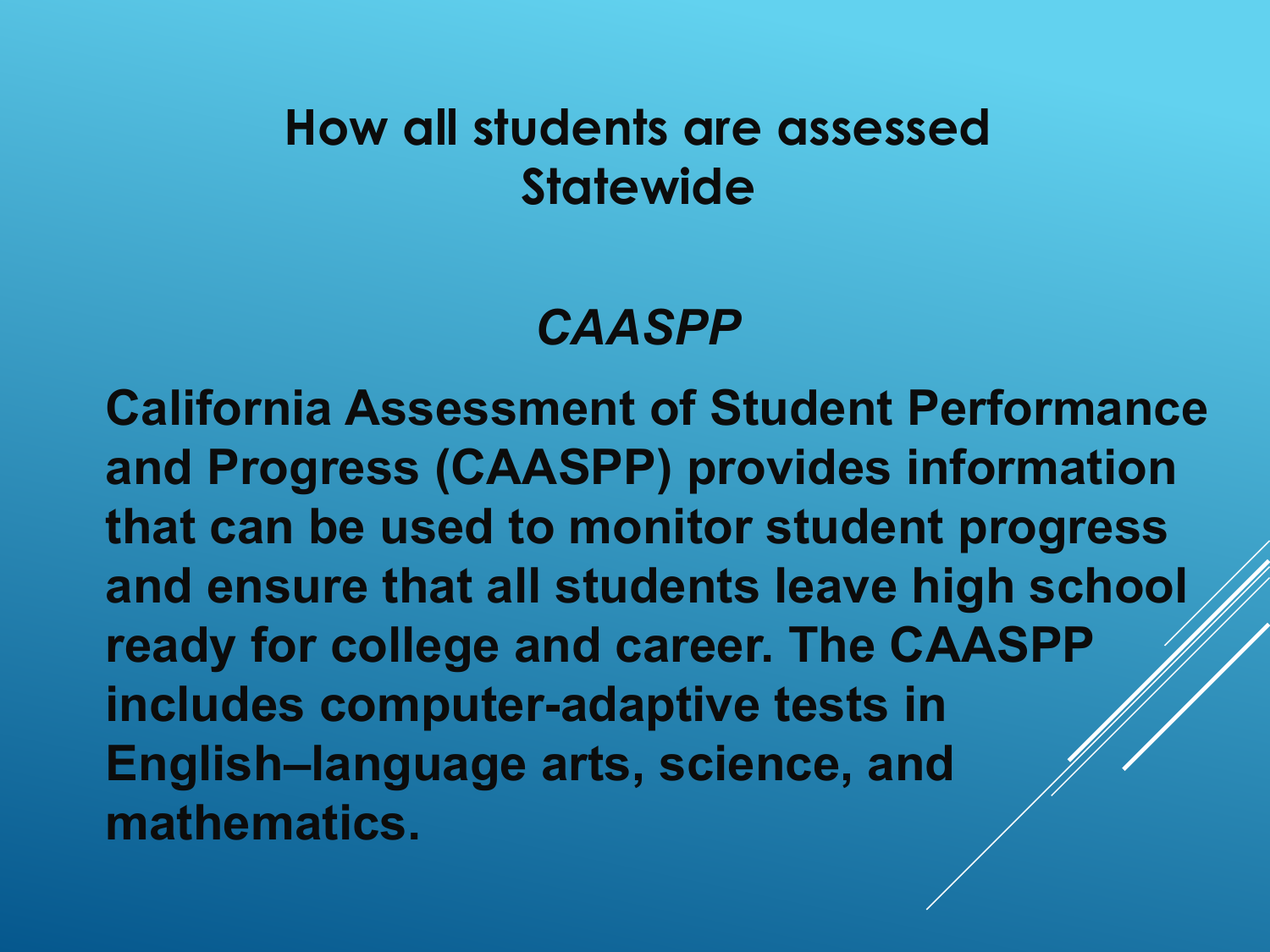# How all students are assessed Statewide

## *CAASPP*

**California Assessment of Student Performance and Progress (CAASPP) provides information that can be used to monitor student progress and ensure that all students leave high school ready for college and career. The CAASPP includes computer-adaptive tests in English–language arts, science, and mathematics.**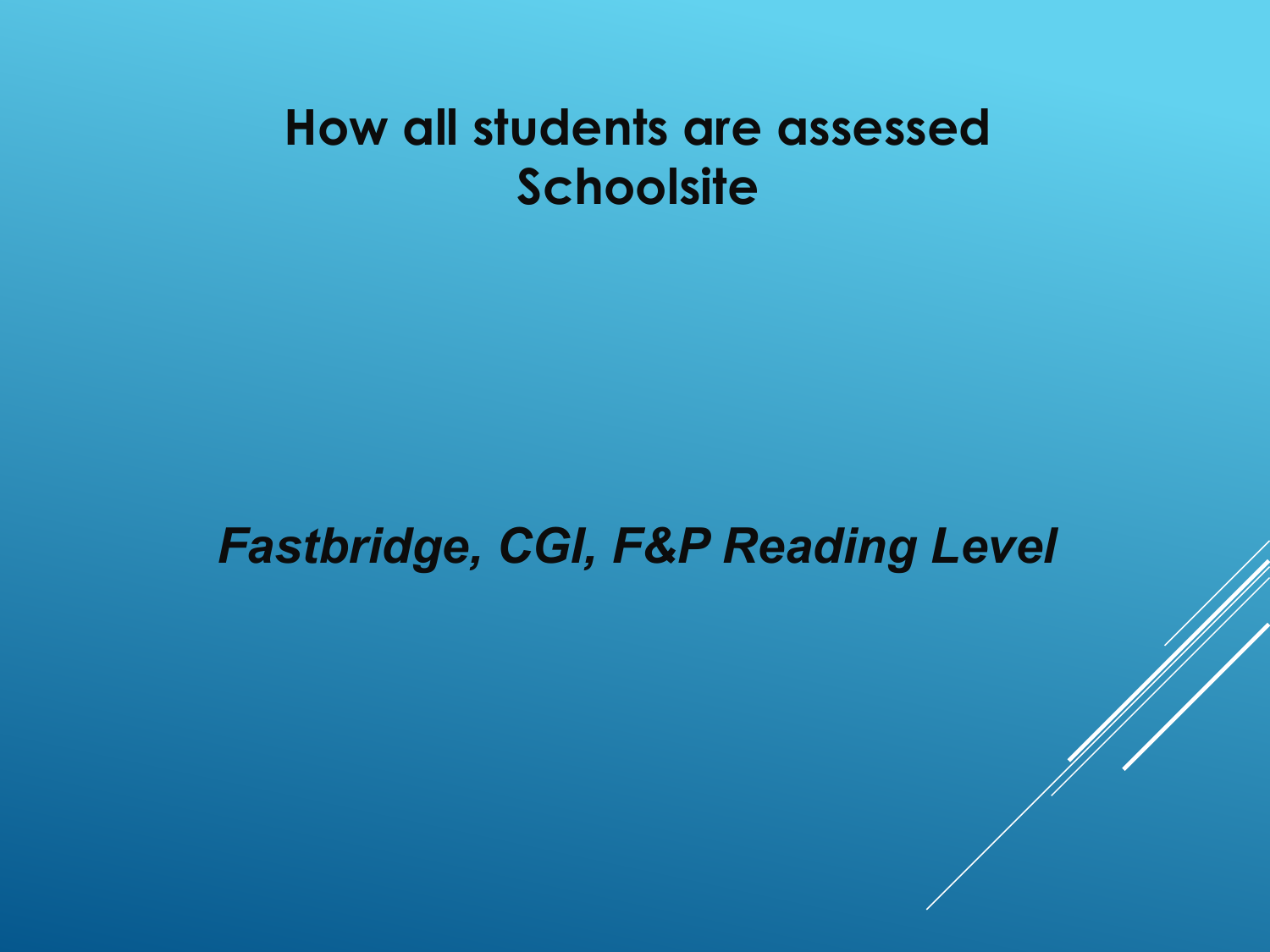# How all students are assessed
# Schoolsite

***Fastbridge, CGI, F&P Reading Level***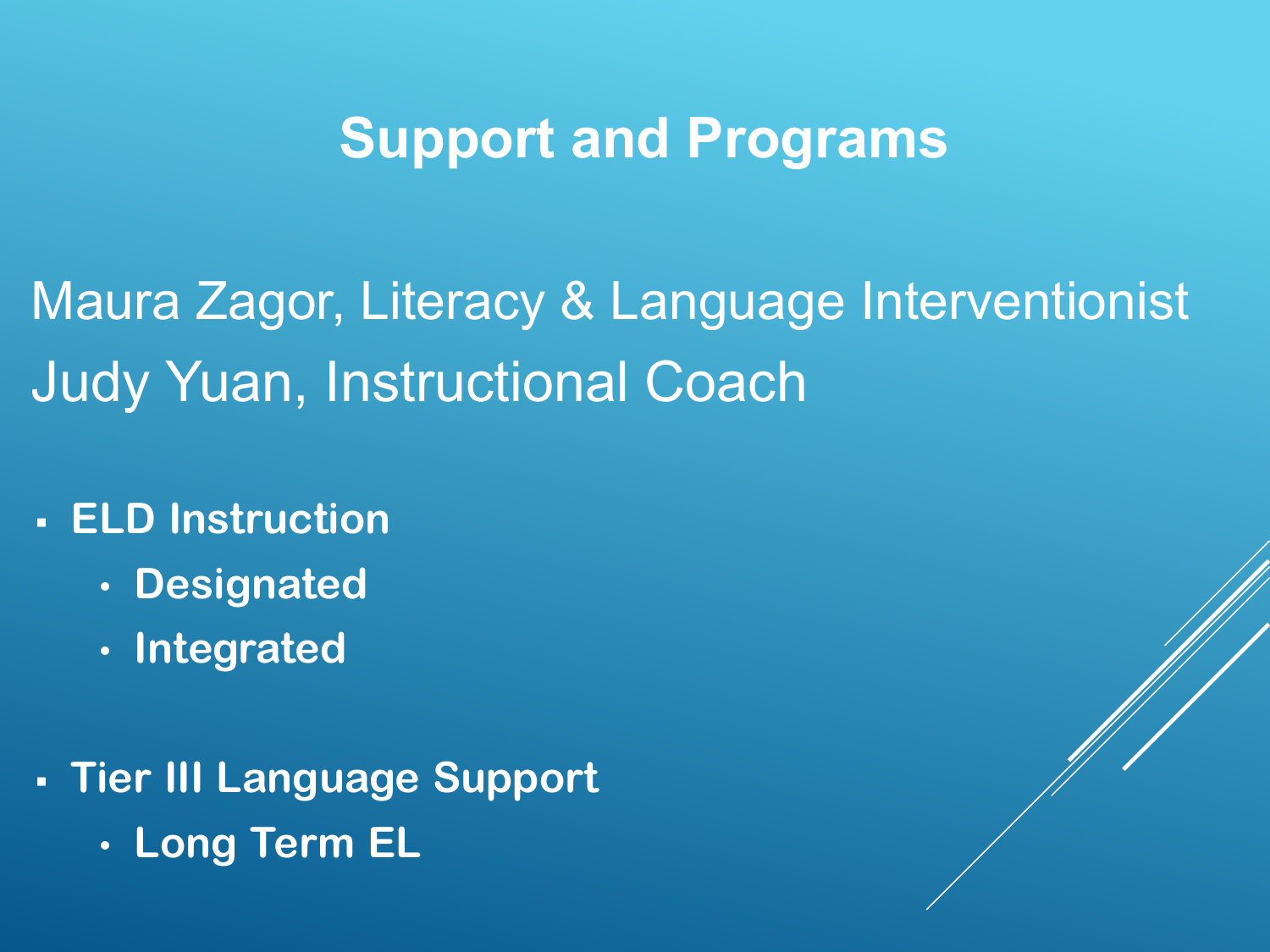# Support and Programs

Maura Zagor, Literacy & Language Interventionist
Judy Yuan, Instructional Coach

- **ELD Instruction**
  - **Designated**
  - **Integrated**

- **Tier III Language Support**
  - **Long Term EL**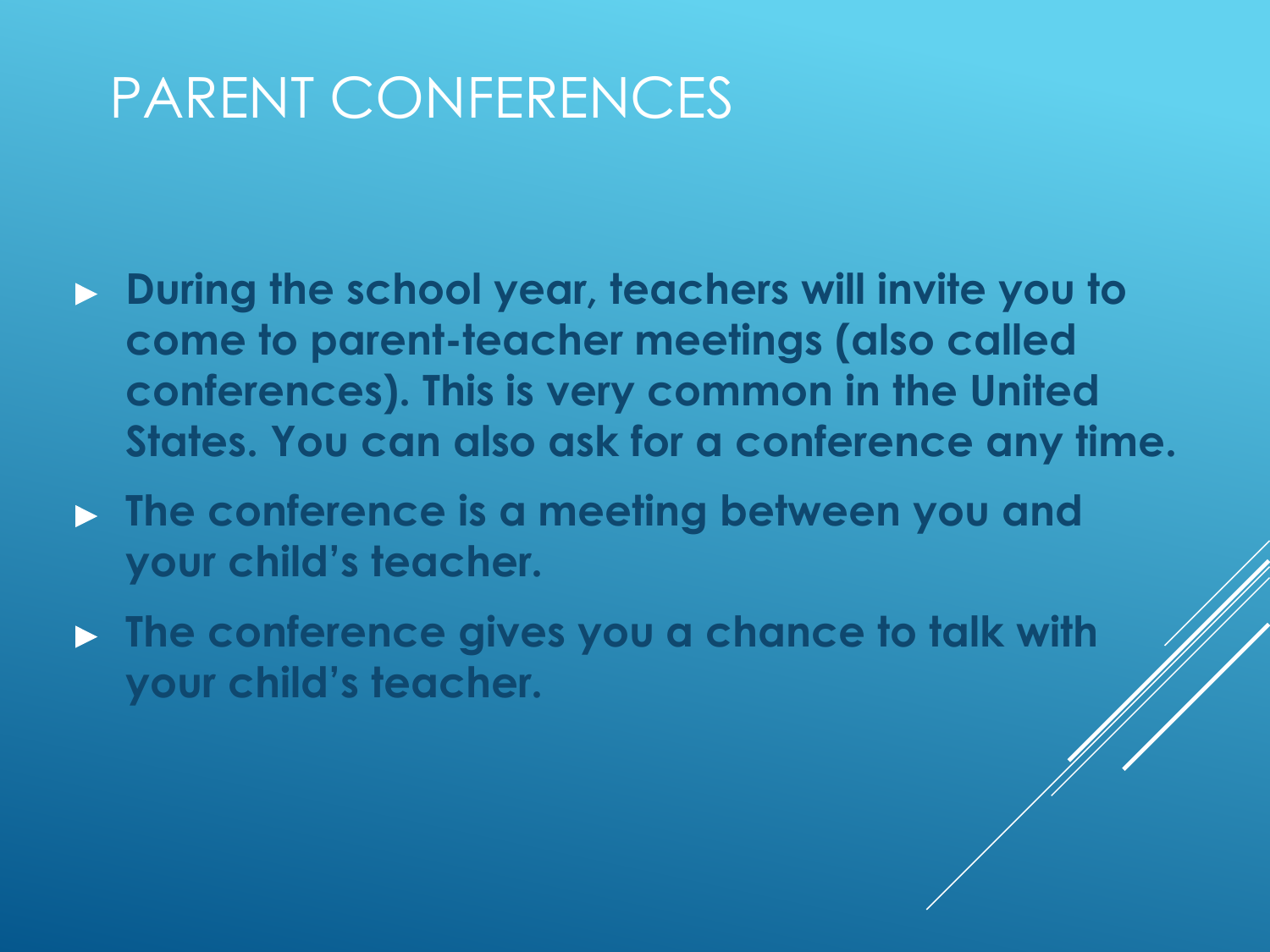# PARENT CONFERENCES

- **During the school year, teachers will invite you to come to parent-teacher meetings (also called conferences). This is very common in the United States. You can also ask for a conference any time.**
- **The conference is a meeting between you and your child's teacher.**
- **The conference gives you a chance to talk with your child's teacher.**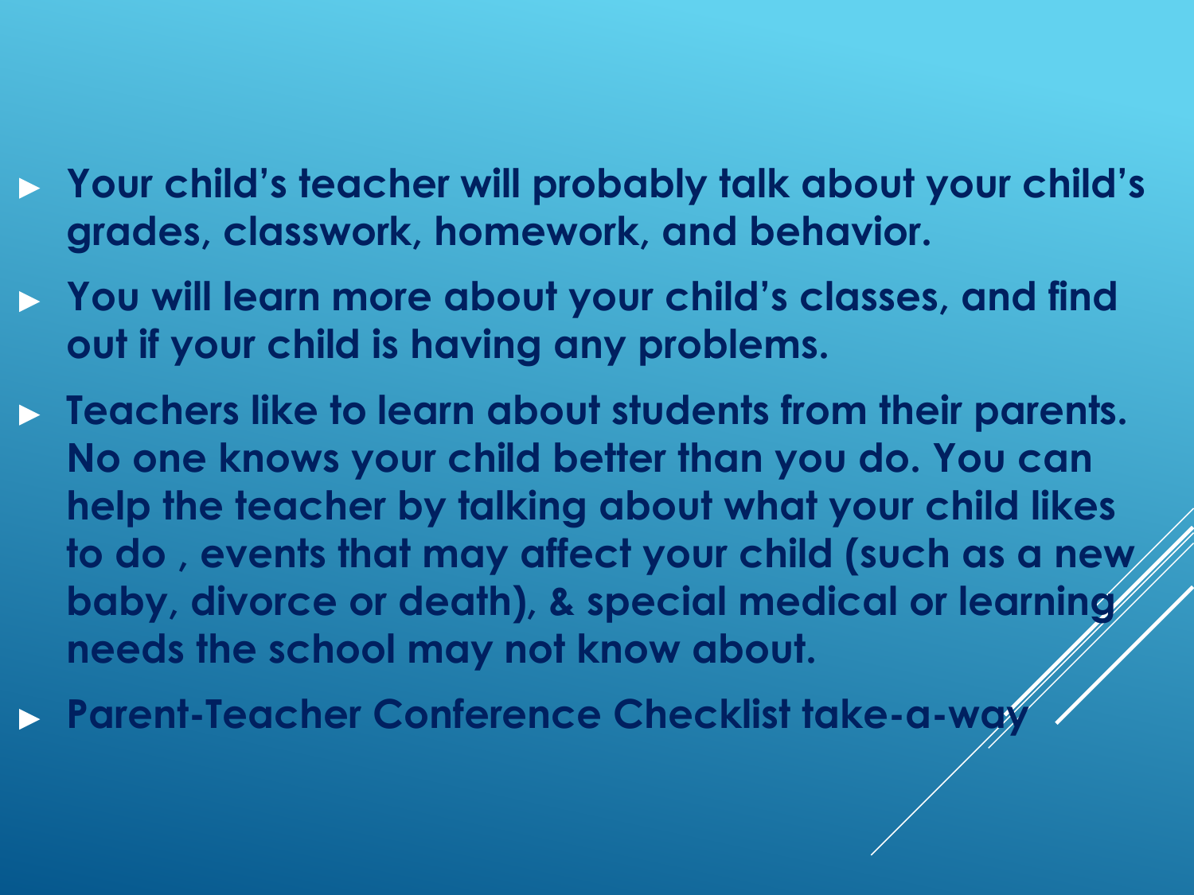- **Your child's teacher will probably talk about your child's grades, classwork, homework, and behavior.**
- **You will learn more about your child's classes, and find out if your child is having any problems.**
- **Teachers like to learn about students from their parents. No one knows your child better than you do. You can help the teacher by talking about what your child likes to do , events that may affect your child (such as a new baby, divorce or death), & special medical or learning needs the school may not know about.**
- **Parent-Teacher Conference Checklist take-a-way**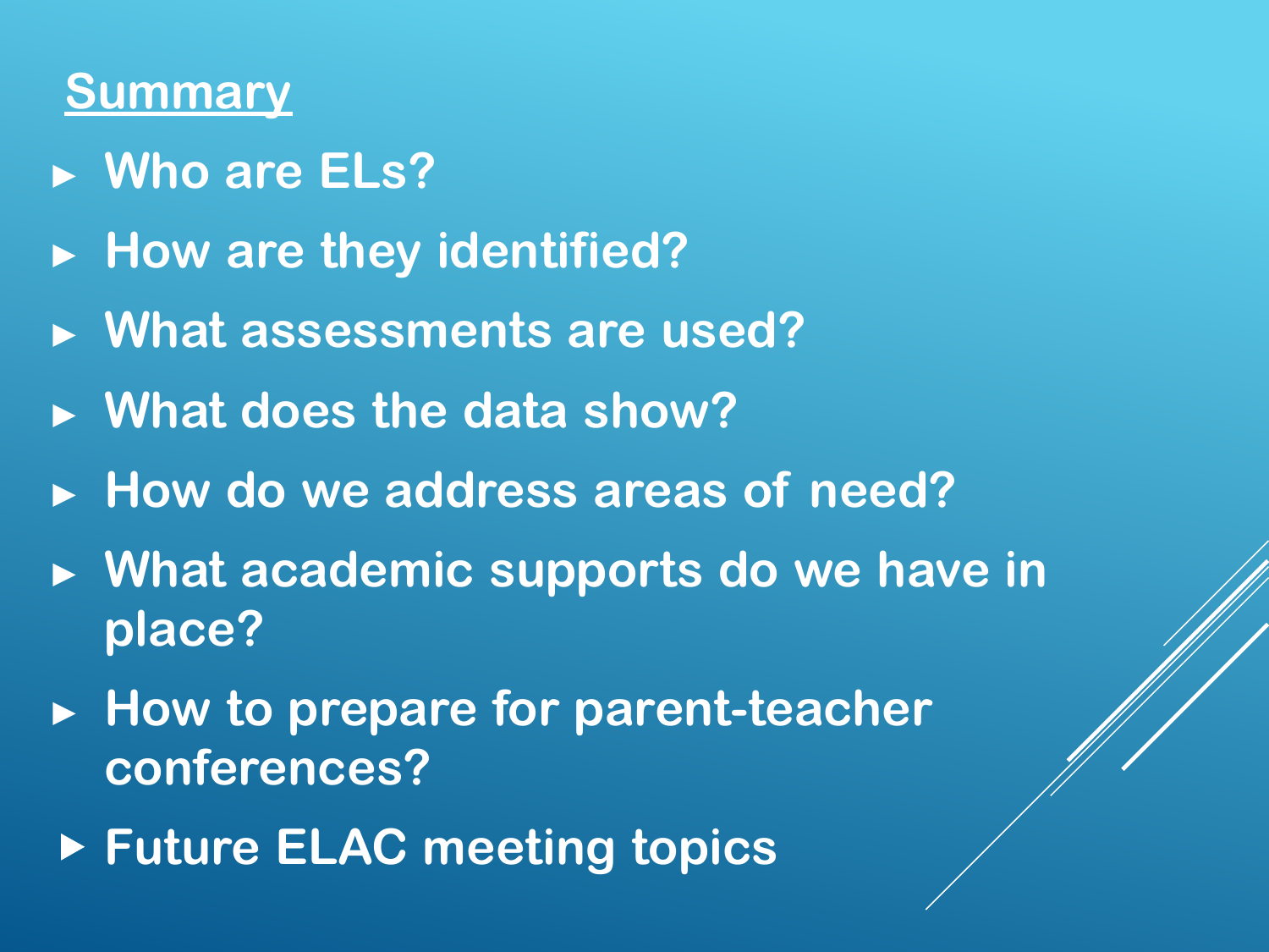## Summary

- Who are ELs?
- How are they identified?
- What assessments are used?
- What does the data show?
- How do we address areas of need?
- What academic supports do we have in place?
- How to prepare for parent-teacher conferences?
- Future ELAC meeting topics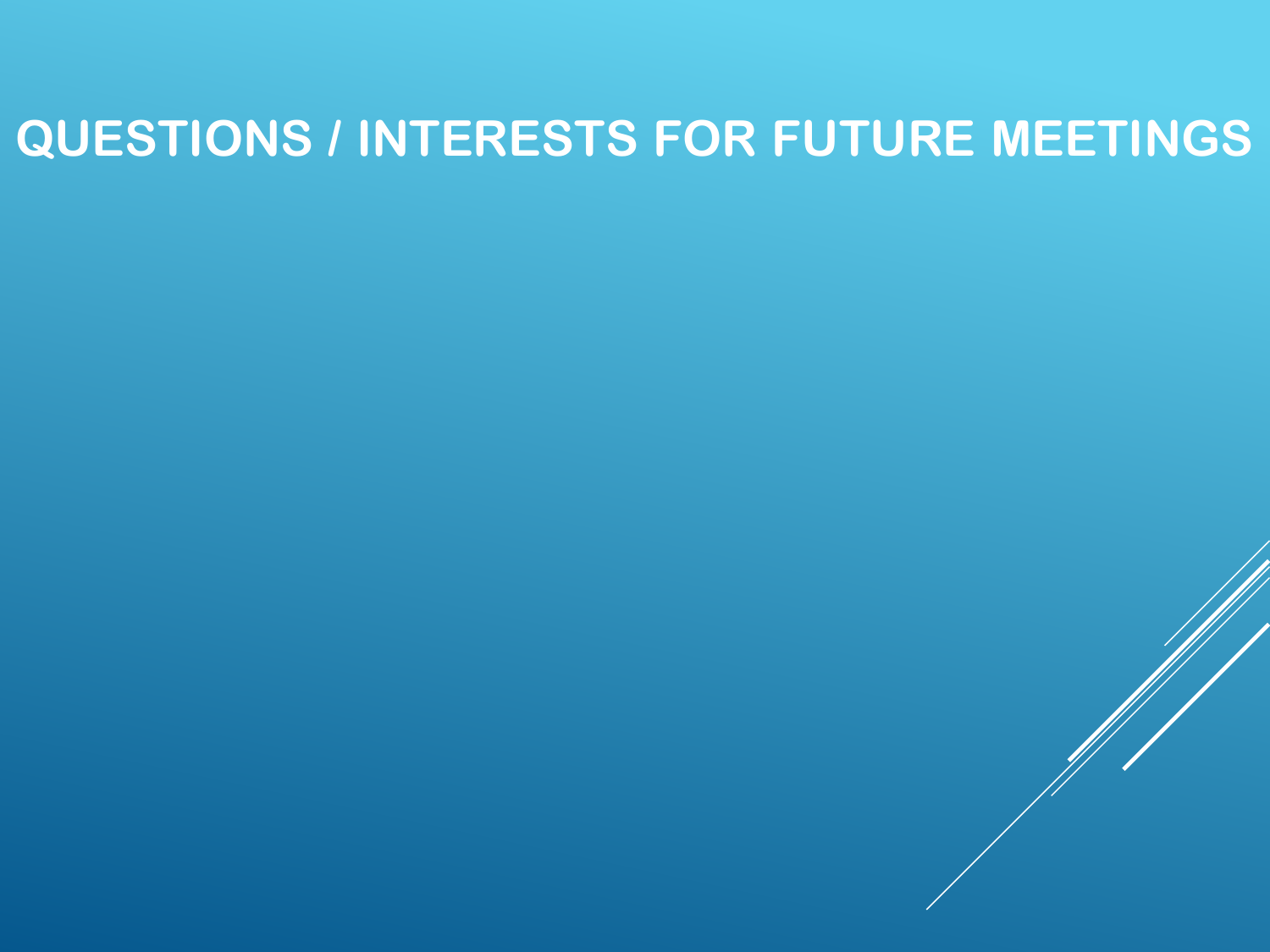# QUESTIONS / INTERESTS FOR FUTURE MEETINGS